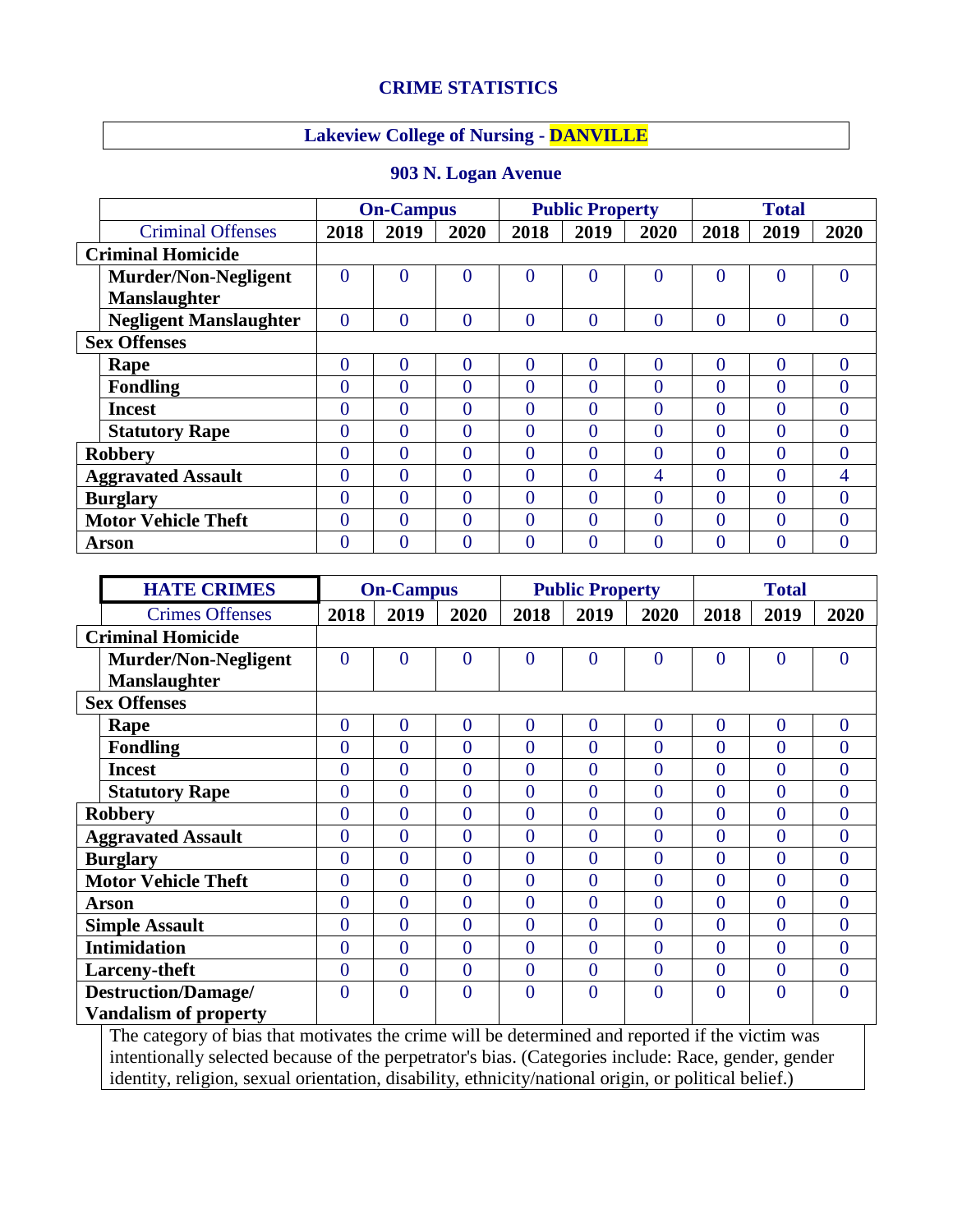# CRIME STATISTICS

## Lakeview College of Nursing - DANVILLE

### 903 N. Logan Avenue

| | On-Campus | | | Public Property | | | Total | | |
|---|---|---|---|---|---|---|---|---|---|
| Criminal Offenses | 2018 | 2019 | 2020 | 2018 | 2019 | 2020 | 2018 | 2019 | 2020 |
| **Criminal Homicide** | | | | | | | | | |
| **Murder/Non-Negligent Manslaughter** | 0 | 0 | 0 | 0 | 0 | 0 | 0 | 0 | 0 |
| **Negligent Manslaughter** | 0 | 0 | 0 | 0 | 0 | 0 | 0 | 0 | 0 |
| **Sex Offenses** | | | | | | | | | |
| **Rape** | 0 | 0 | 0 | 0 | 0 | 0 | 0 | 0 | 0 |
| **Fondling** | 0 | 0 | 0 | 0 | 0 | 0 | 0 | 0 | 0 |
| **Incest** | 0 | 0 | 0 | 0 | 0 | 0 | 0 | 0 | 0 |
| **Statutory Rape** | 0 | 0 | 0 | 0 | 0 | 0 | 0 | 0 | 0 |
| **Robbery** | 0 | 0 | 0 | 0 | 0 | 0 | 0 | 0 | 0 |
| **Aggravated Assault** | 0 | 0 | 0 | 0 | 0 | 4 | 0 | 0 | 4 |
| **Burglary** | 0 | 0 | 0 | 0 | 0 | 0 | 0 | 0 | 0 |
| **Motor Vehicle Theft** | 0 | 0 | 0 | 0 | 0 | 0 | 0 | 0 | 0 |
| **Arson** | 0 | 0 | 0 | 0 | 0 | 0 | 0 | 0 | 0 |

| **HATE CRIMES** | On-Campus | | | Public Property | | | Total | | |
|---|---|---|---|---|---|---|---|---|---|
| Crimes Offenses | 2018 | 2019 | 2020 | 2018 | 2019 | 2020 | 2018 | 2019 | 2020 |
| **Criminal Homicide** | | | | | | | | | |
| **Murder/Non-Negligent Manslaughter** | 0 | 0 | 0 | 0 | 0 | 0 | 0 | 0 | 0 |
| **Sex Offenses** | | | | | | | | | |
| **Rape** | 0 | 0 | 0 | 0 | 0 | 0 | 0 | 0 | 0 |
| **Fondling** | 0 | 0 | 0 | 0 | 0 | 0 | 0 | 0 | 0 |
| **Incest** | 0 | 0 | 0 | 0 | 0 | 0 | 0 | 0 | 0 |
| **Statutory Rape** | 0 | 0 | 0 | 0 | 0 | 0 | 0 | 0 | 0 |
| **Robbery** | 0 | 0 | 0 | 0 | 0 | 0 | 0 | 0 | 0 |
| **Aggravated Assault** | 0 | 0 | 0 | 0 | 0 | 0 | 0 | 0 | 0 |
| **Burglary** | 0 | 0 | 0 | 0 | 0 | 0 | 0 | 0 | 0 |
| **Motor Vehicle Theft** | 0 | 0 | 0 | 0 | 0 | 0 | 0 | 0 | 0 |
| **Arson** | 0 | 0 | 0 | 0 | 0 | 0 | 0 | 0 | 0 |
| **Simple Assault** | 0 | 0 | 0 | 0 | 0 | 0 | 0 | 0 | 0 |
| **Intimidation** | 0 | 0 | 0 | 0 | 0 | 0 | 0 | 0 | 0 |
| **Larceny-theft** | 0 | 0 | 0 | 0 | 0 | 0 | 0 | 0 | 0 |
| **Destruction/Damage/ Vandalism of property** | 0 | 0 | 0 | 0 | 0 | 0 | 0 | 0 | 0 |

The category of bias that motivates the crime will be determined and reported if the victim was intentionally selected because of the perpetrator's bias. (Categories include: Race, gender, gender identity, religion, sexual orientation, disability, ethnicity/national origin, or political belief.)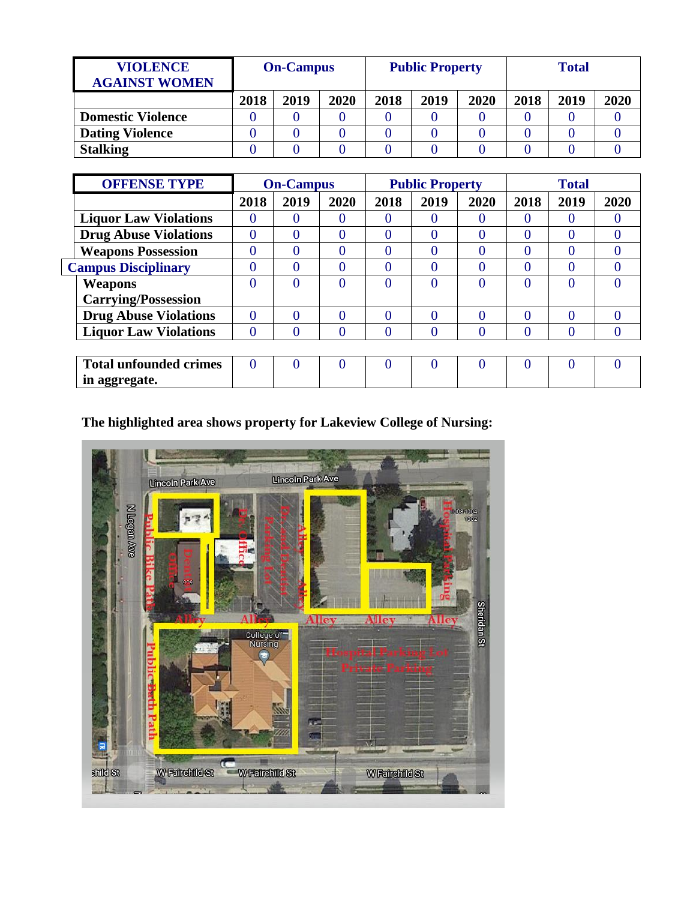| VIOLENCE AGAINST WOMEN | On-Campus | | | Public Property | | | Total | | |
|---|---|---|---|---|---|---|---|---|---|
| | 2018 | 2019 | 2020 | 2018 | 2019 | 2020 | 2018 | 2019 | 2020 |
| Domestic Violence | 0 | 0 | 0 | 0 | 0 | 0 | 0 | 0 | 0 |
| Dating Violence | 0 | 0 | 0 | 0 | 0 | 0 | 0 | 0 | 0 |
| Stalking | 0 | 0 | 0 | 0 | 0 | 0 | 0 | 0 | 0 |

| OFFENSE TYPE | On-Campus | | | Public Property | | | Total | | |
|---|---|---|---|---|---|---|---|---|---|
| | 2018 | 2019 | 2020 | 2018 | 2019 | 2020 | 2018 | 2019 | 2020 |
| Liquor Law Violations | 0 | 0 | 0 | 0 | 0 | 0 | 0 | 0 | 0 |
| Drug Abuse Violations | 0 | 0 | 0 | 0 | 0 | 0 | 0 | 0 | 0 |
| Weapons Possession | 0 | 0 | 0 | 0 | 0 | 0 | 0 | 0 | 0 |
| Campus Disciplinary | 0 | 0 | 0 | 0 | 0 | 0 | 0 | 0 | 0 |
| Weapons Carrying/Possession | 0 | 0 | 0 | 0 | 0 | 0 | 0 | 0 | 0 |
| Drug Abuse Violations | 0 | 0 | 0 | 0 | 0 | 0 | 0 | 0 | 0 |
| Liquor Law Violations | 0 | 0 | 0 | 0 | 0 | 0 | 0 | 0 | 0 |

| | | | | | | | | | |
|---|---|---|---|---|---|---|---|---|---|
| Total unfounded crimes in aggregate. | 0 | 0 | 0 | 0 | 0 | 0 | 0 | 0 | 0 |

**The highlighted area shows property for Lakeview College of Nursing:**